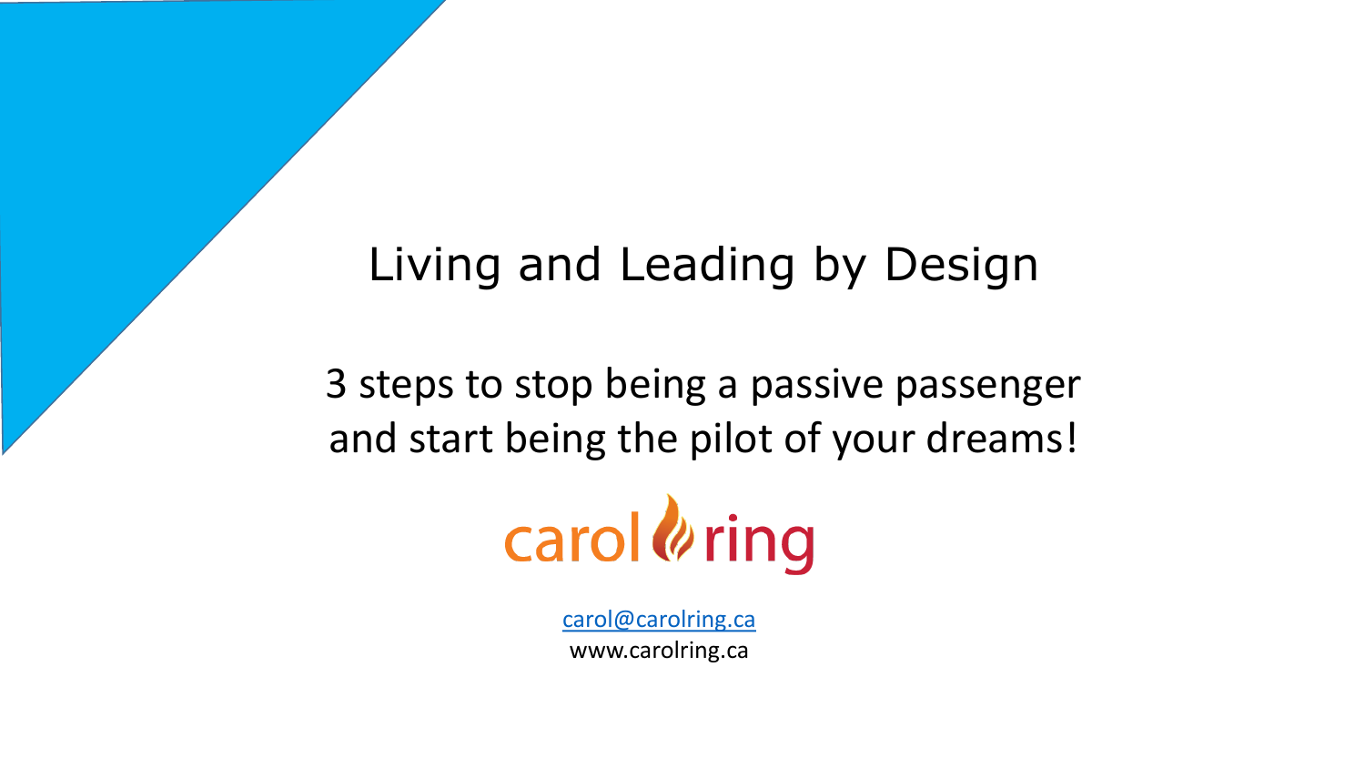# Living and Leading by Design

## 3 steps to stop being a passive passenger and start being the pilot of your dreams!

carol ring

carol@carolring.ca

www.carolring.ca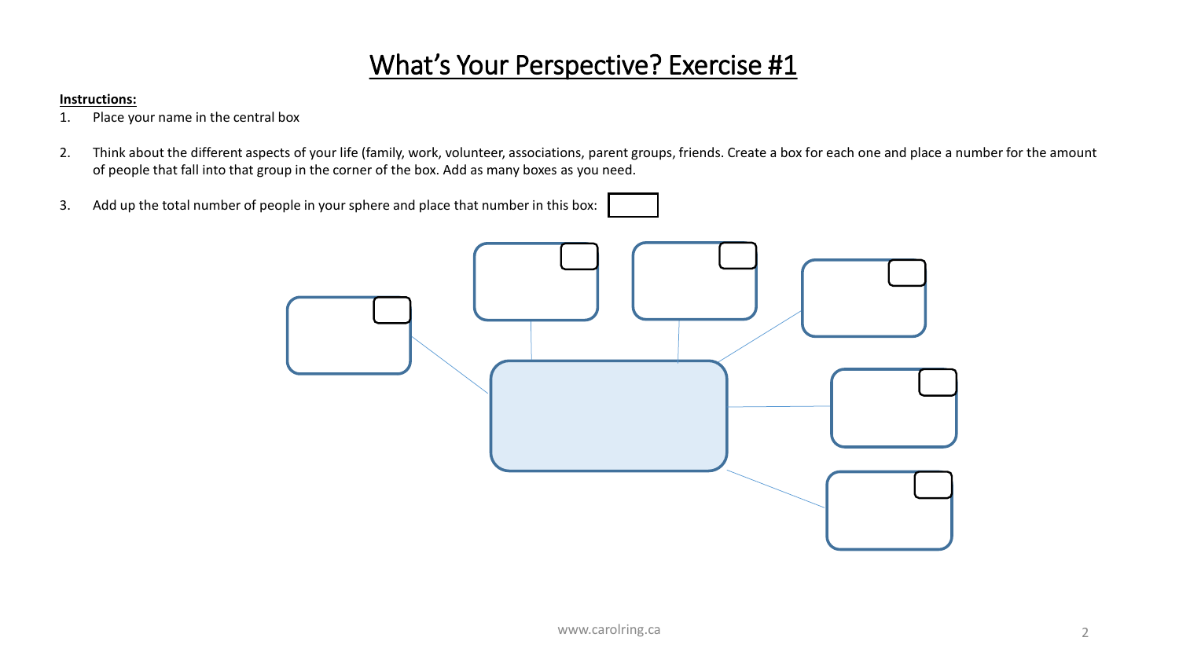# What's Your Perspective? Exercise #1

**Instructions:**

1. Place your name in the central box

2. Think about the different aspects of your life (family, work, volunteer, associations, parent groups, friends. Create a box for each one and place a number for the amount of people that fall into that group in the corner of the box. Add as many boxes as you need.

3. Add up the total number of people in your sphere and place that number in this box: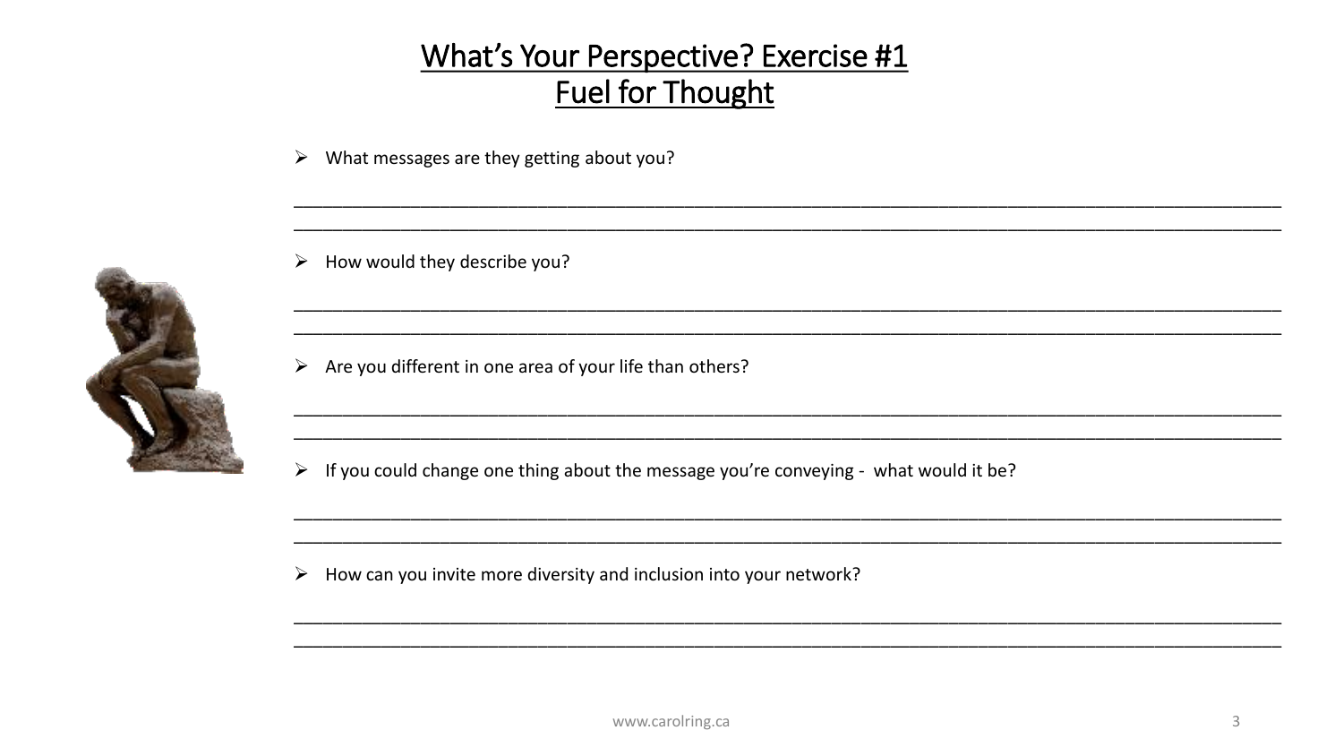# What's Your Perspective? Exercise #1
## Fuel for Thought

- What messages are they getting about you?

______________________________________________________________________________
______________________________________________________________________________

- How would they describe you?

______________________________________________________________________________
______________________________________________________________________________

- Are you different in one area of your life than others?

______________________________________________________________________________
______________________________________________________________________________

- If you could change one thing about the message you're conveying - what would it be?

______________________________________________________________________________
______________________________________________________________________________

- How can you invite more diversity and inclusion into your network?

______________________________________________________________________________
______________________________________________________________________________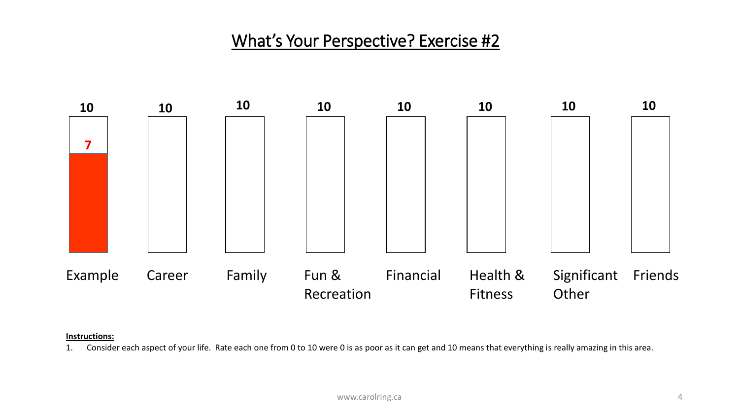# What's Your Perspective? Exercise #2

| Example | Career | Family | Fun & Recreation | Financial | Health & Fitness | Significant Other | Friends |
|---|---|---|---|---|---|---|---|
| 10 | 10 | 10 | 10 | 10 | 10 | 10 | 10 |
| 7 | | | | | | | |

**Instructions:**

1. Consider each aspect of your life. Rate each one from 0 to 10 were 0 is as poor as it can get and 10 means that everything is really amazing in this area.

www.carolring.ca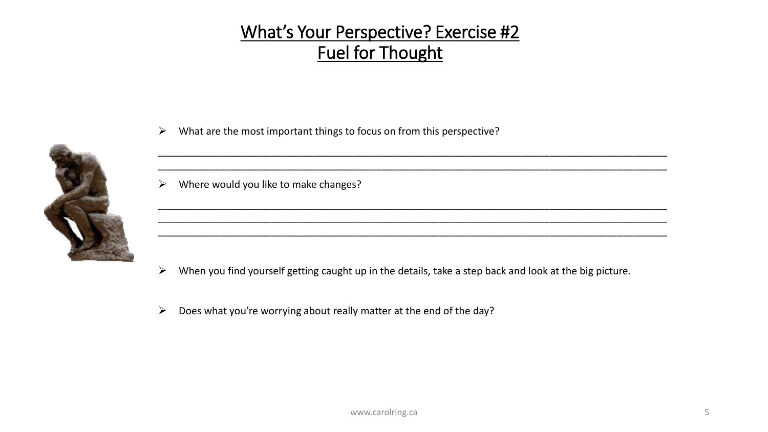# What's Your Perspective? Exercise #2
## Fuel for Thought

- What are the most important things to focus on from this perspective?

_______________________________________________________________________________________________

_______________________________________________________________________________________________

- Where would you like to make changes?

_______________________________________________________________________________________________

_______________________________________________________________________________________________

_______________________________________________________________________________________________

- When you find yourself getting caught up in the details, take a step back and look at the big picture.

- Does what you're worrying about really matter at the end of the day?

www.carolring.ca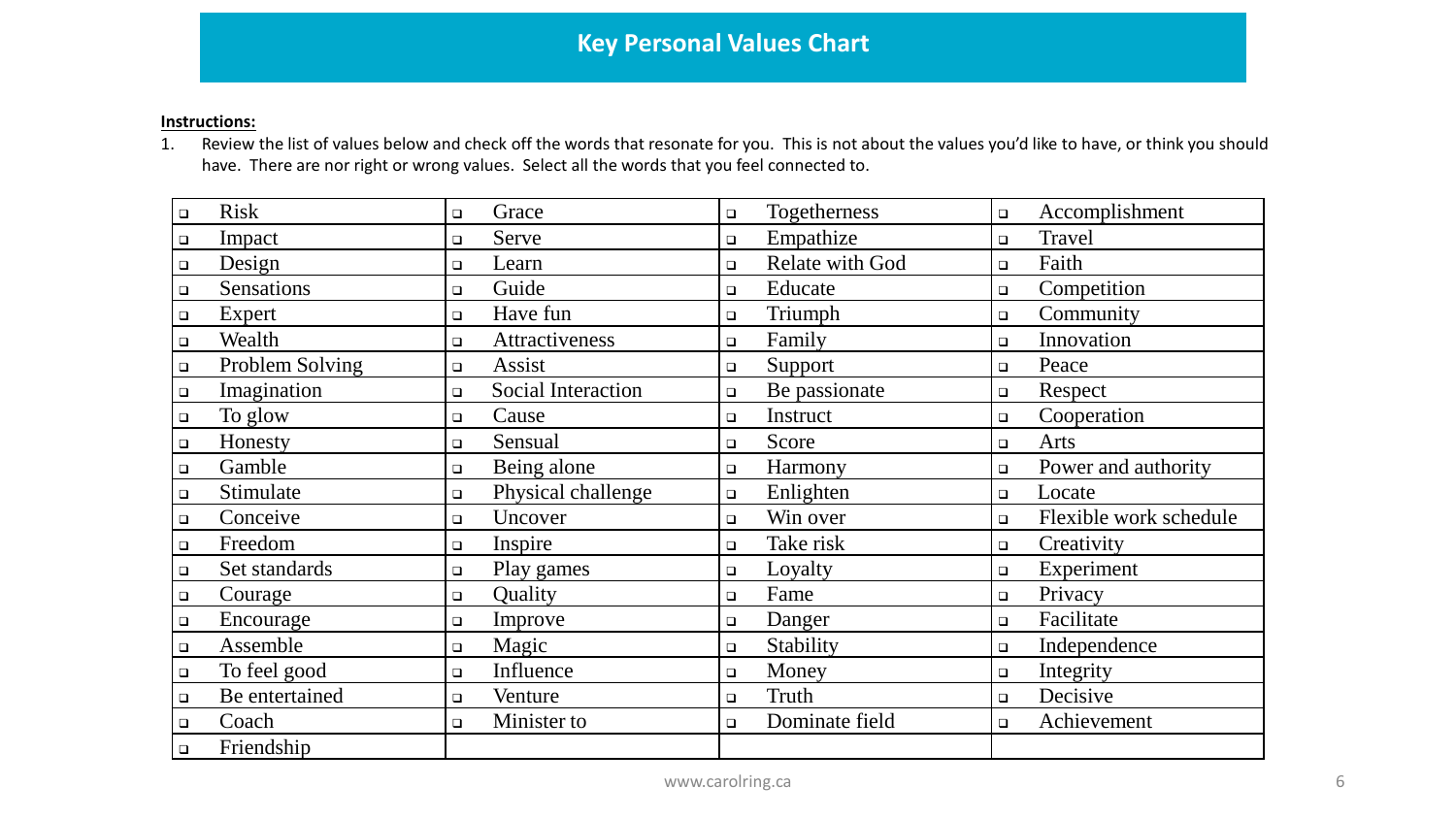# Key Personal Values Chart

**Instructions:**

1. Review the list of values below and check off the words that resonate for you. This is not about the values you'd like to have, or think you should have. There are nor right or wrong values. Select all the words that you feel connected to.

| | | | |
|---|---|---|---|
| ❑ Risk | ❑ Grace | ❑ Togetherness | ❑ Accomplishment |
| ❑ Impact | ❑ Serve | ❑ Empathize | ❑ Travel |
| ❑ Design | ❑ Learn | ❑ Relate with God | ❑ Faith |
| ❑ Sensations | ❑ Guide | ❑ Educate | ❑ Competition |
| ❑ Expert | ❑ Have fun | ❑ Triumph | ❑ Community |
| ❑ Wealth | ❑ Attractiveness | ❑ Family | ❑ Innovation |
| ❑ Problem Solving | ❑ Assist | ❑ Support | ❑ Peace |
| ❑ Imagination | ❑ Social Interaction | ❑ Be passionate | ❑ Respect |
| ❑ To glow | ❑ Cause | ❑ Instruct | ❑ Cooperation |
| ❑ Honesty | ❑ Sensual | ❑ Score | ❑ Arts |
| ❑ Gamble | ❑ Being alone | ❑ Harmony | ❑ Power and authority |
| ❑ Stimulate | ❑ Physical challenge | ❑ Enlighten | ❑ Locate |
| ❑ Conceive | ❑ Uncover | ❑ Win over | ❑ Flexible work schedule |
| ❑ Freedom | ❑ Inspire | ❑ Take risk | ❑ Creativity |
| ❑ Set standards | ❑ Play games | ❑ Loyalty | ❑ Experiment |
| ❑ Courage | ❑ Quality | ❑ Fame | ❑ Privacy |
| ❑ Encourage | ❑ Improve | ❑ Danger | ❑ Facilitate |
| ❑ Assemble | ❑ Magic | ❑ Stability | ❑ Independence |
| ❑ To feel good | ❑ Influence | ❑ Money | ❑ Integrity |
| ❑ Be entertained | ❑ Venture | ❑ Truth | ❑ Decisive |
| ❑ Coach | ❑ Minister to | ❑ Dominate field | ❑ Achievement |
| ❑ Friendship | | | |

www.carolring.ca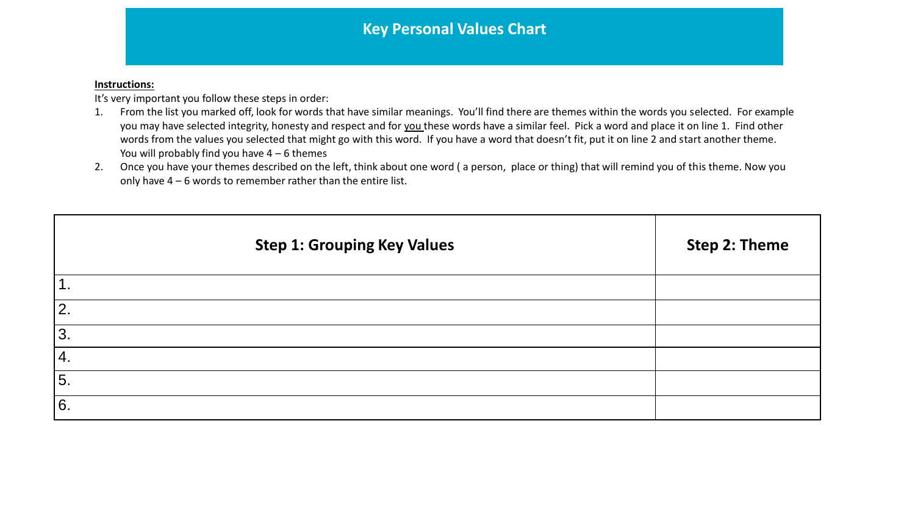# Key Personal Values Chart

**Instructions:**

It's very important you follow these steps in order:

1. From the list you marked off, look for words that have similar meanings. You'll find there are themes within the words you selected. For example you may have selected integrity, honesty and respect and for you these words have a similar feel. Pick a word and place it on line 1. Find other words from the values you selected that might go with this word. If you have a word that doesn't fit, put it on line 2 and start another theme. You will probably find you have 4 – 6 themes
2. Once you have your themes described on the left, think about one word ( a person, place or thing) that will remind you of this theme. Now you only have 4 – 6 words to remember rather than the entire list.

| Step 1: Grouping Key Values | Step 2: Theme |
|---|---|
| 1. | |
| 2. | |
| 3. | |
| 4. | |
| 5. | |
| 6. | |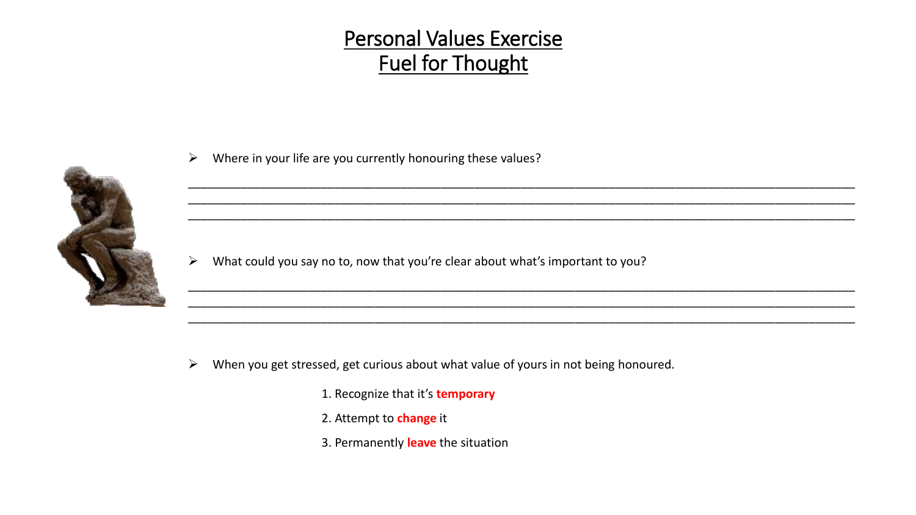# Personal Values Exercise
# Fuel for Thought

- Where in your life are you currently honouring these values?

______________________________________________________________________________________________
______________________________________________________________________________________________
______________________________________________________________________________________________

- What could you say no to, now that you're clear about what's important to you?

______________________________________________________________________________________________
______________________________________________________________________________________________
______________________________________________________________________________________________

- When you get stressed, get curious about what value of yours in not being honoured.

  1. Recognize that it's **temporary**
  2. Attempt to **change** it
  3. Permanently **leave** the situation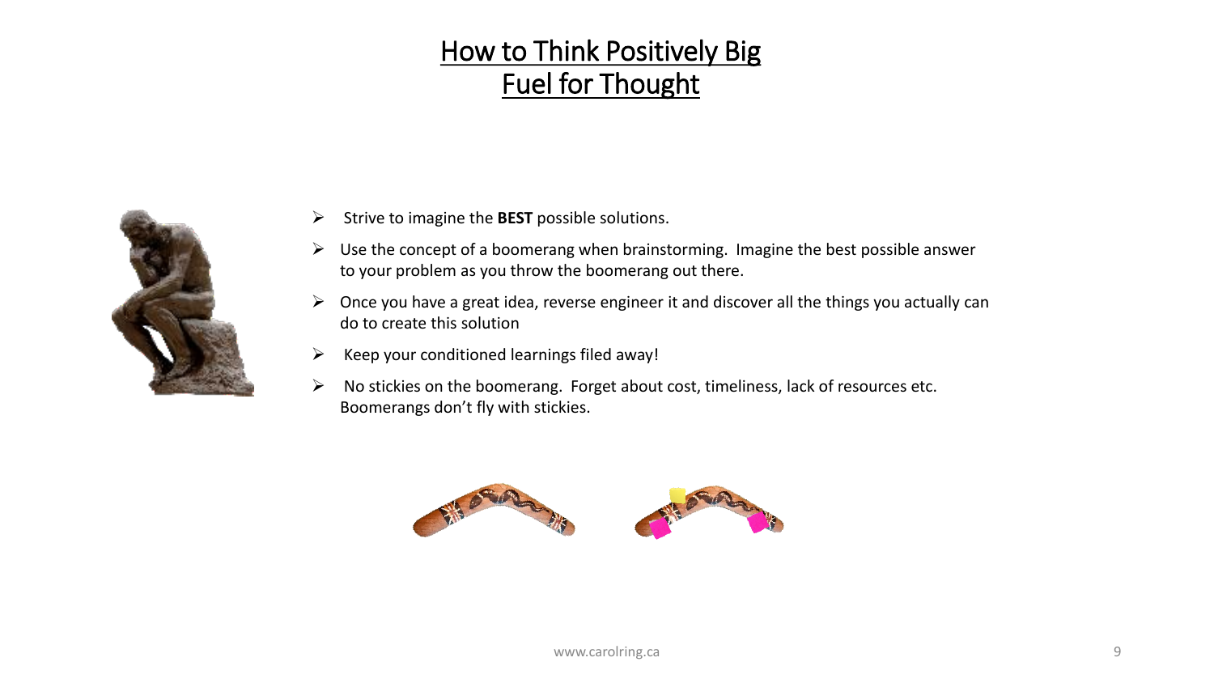# How to Think Positively Big
# Fuel for Thought

- Strive to imagine the **BEST** possible solutions.
- Use the concept of a boomerang when brainstorming. Imagine the best possible answer to your problem as you throw the boomerang out there.
- Once you have a great idea, reverse engineer it and discover all the things you actually can do to create this solution
- Keep your conditioned learnings filed away!
- No stickies on the boomerang. Forget about cost, timeliness, lack of resources etc. Boomerangs don't fly with stickies.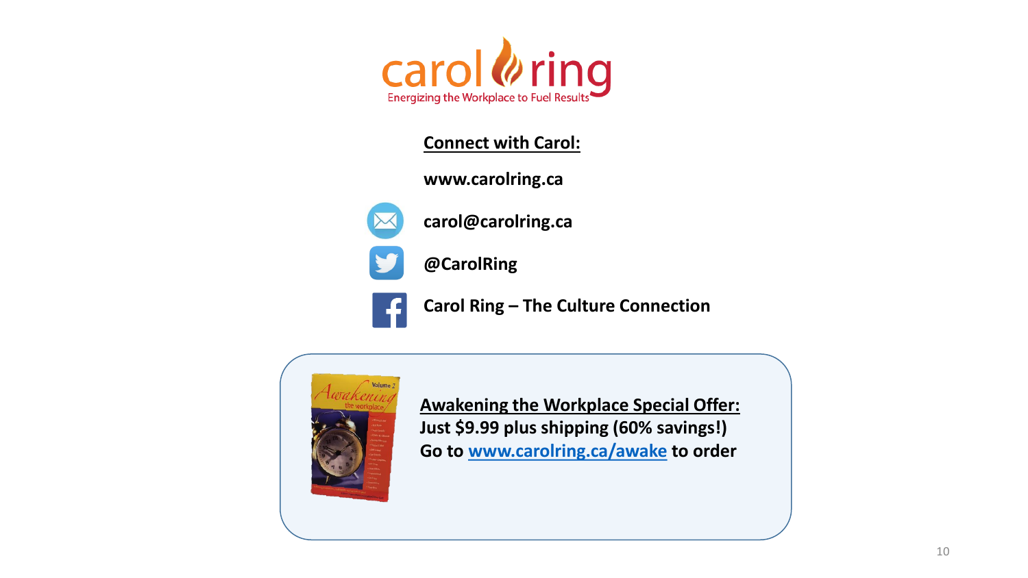carol ring

Energizing the Workplace to Fuel Results

**Connect with Carol:**

**www.carolring.ca**

**carol@carolring.ca**

**@CarolRing**

**Carol Ring – The Culture Connection**

**Awakening the Workplace Special Offer:**

**Just $9.99 plus shipping (60% savings!)**

**Go to www.carolring.ca/awake to order**